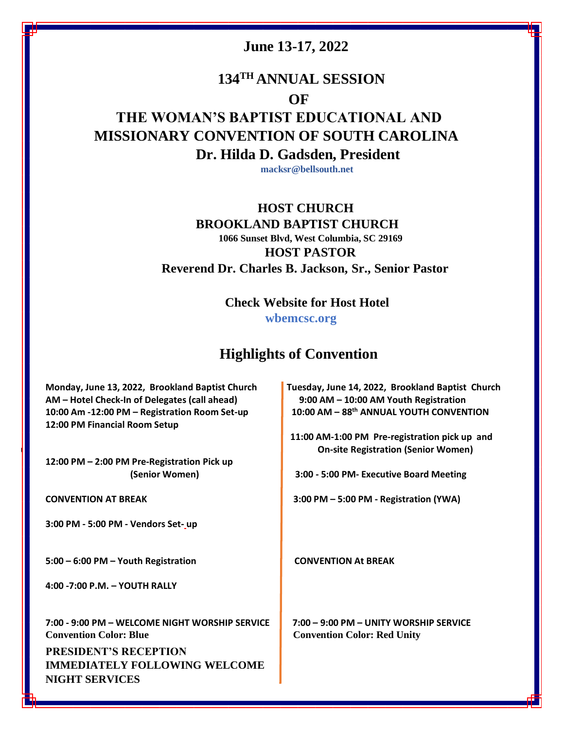# June 13-17, 2022

# 134TH ANNUAL SESSION

# OF

# THE WOMAN'S BAPTIST EDUCATIONAL AND MISSIONARY CONVENTION OF SOUTH CAROLINA

## Dr. Hilda D. Gadsden, President

macksr@bellsouth.net

## HOST CHURCH

## BROOKLAND BAPTIST CHURCH

**1066 Sunset Blvd, West Columbia, SC 29169**

## HOST PASTOR

## Reverend Dr. Charles B. Jackson, Sr., Senior Pastor

**Check Website for Host Hotel**

**wbemcsc.org**

## Highlights of Convention

**Monday, June 13, 2022, Brookland Baptist Church**

**AM – Hotel Check-In of Delegates (call ahead)**

**10:00 Am -12:00 PM – Registration Room Set-up**

**12:00 PM Financial Room Setup**

**12:00 PM – 2:00 PM Pre-Registration Pick up (Senior Women)**

**CONVENTION AT BREAK**

**3:00 PM - 5:00 PM - Vendors Set- up**

**5:00 – 6:00 PM – Youth Registration**

**4:00 -7:00 P.M. – YOUTH RALLY**

**7:00 - 9:00 PM – WELCOME NIGHT WORSHIP SERVICE**

**Convention Color: Blue**

**PRESIDENT'S RECEPTION IMMEDIATELY FOLLOWING WELCOME NIGHT SERVICES**

**Tuesday, June 14, 2022, Brookland Baptist Church**

**9:00 AM – 10:00 AM Youth Registration**

**10:00 AM – 88th ANNUAL YOUTH CONVENTION**

**11:00 AM-1:00 PM Pre-registration pick up and On-site Registration (Senior Women)**

**3:00 - 5:00 PM- Executive Board Meeting**

**3:00 PM – 5:00 PM - Registration (YWA)**

**CONVENTION At BREAK**

**7:00 – 9:00 PM – UNITY WORSHIP SERVICE**

**Convention Color: Red Unity**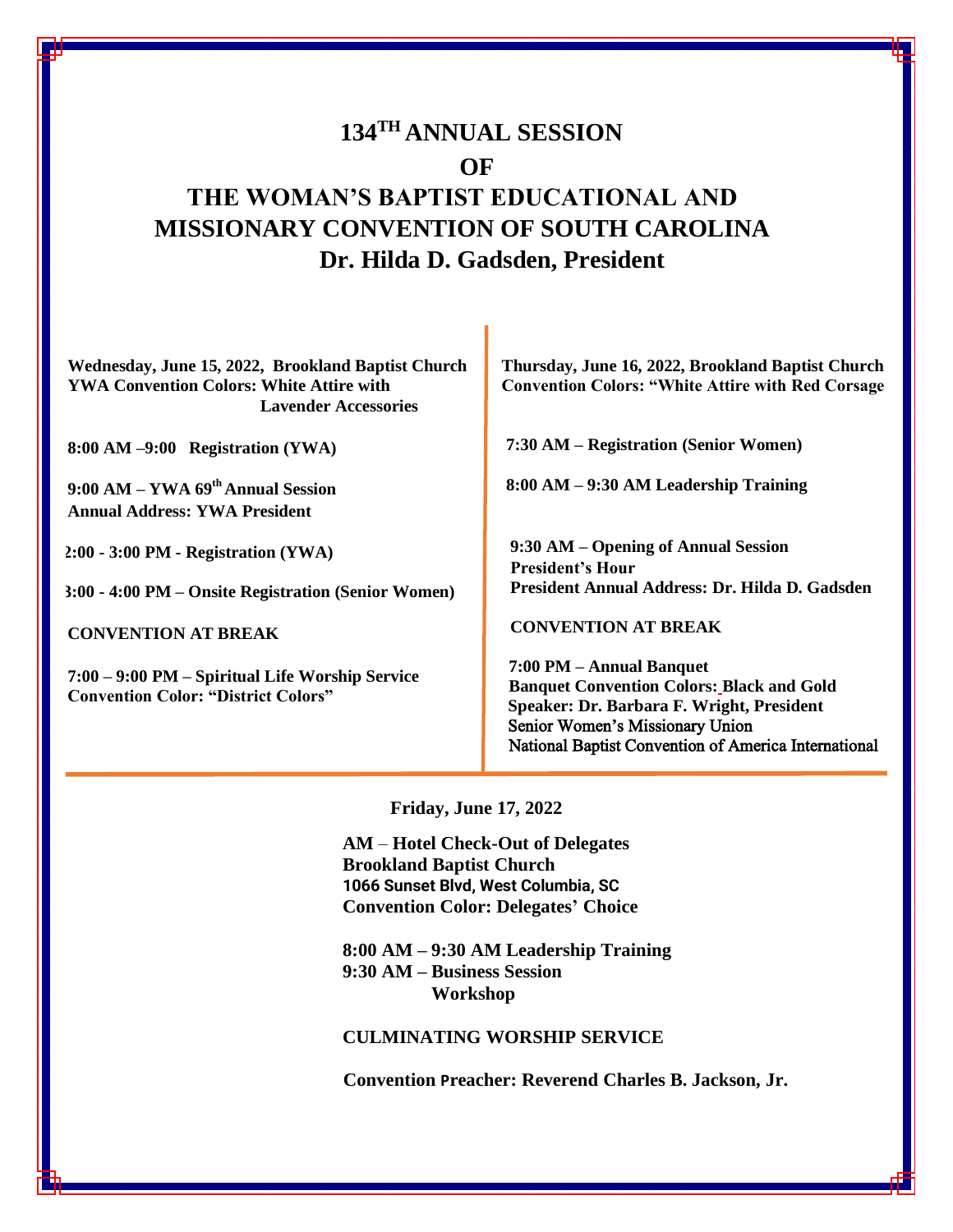# 134TH ANNUAL SESSION
# OF
# THE WOMAN'S BAPTIST EDUCATIONAL AND MISSIONARY CONVENTION OF SOUTH CAROLINA
## Dr. Hilda D. Gadsden, President

**Wednesday, June 15, 2022, Brookland Baptist Church**
**YWA Convention Colors: White Attire with Lavender Accessories**

**8:00 AM –9:00 Registration (YWA)**

**9:00 AM – YWA 69th Annual Session**
**Annual Address: YWA President**

**2:00 - 3:00 PM - Registration (YWA)**

**3:00 - 4:00 PM – Onsite Registration (Senior Women)**

**CONVENTION AT BREAK**

**7:00 – 9:00 PM – Spiritual Life Worship Service**
**Convention Color: "District Colors"**

**Thursday, June 16, 2022, Brookland Baptist Church**
**Convention Colors: "White Attire with Red Corsage**

**7:30 AM – Registration (Senior Women)**

**8:00 AM – 9:30 AM Leadership Training**

**9:30 AM – Opening of Annual Session**
**President's Hour**
**President Annual Address: Dr. Hilda D. Gadsden**

**CONVENTION AT BREAK**

**7:00 PM – Annual Banquet**
**Banquet Convention Colors: Black and Gold**
**Speaker: Dr. Barbara F. Wright, President**
Senior Women's Missionary Union
National Baptist Convention of America International

**Friday, June 17, 2022**

**AM – Hotel Check-Out of Delegates**
**Brookland Baptist Church**
**1066 Sunset Blvd, West Columbia, SC**
**Convention Color: Delegates' Choice**

**8:00 AM – 9:30 AM Leadership Training**
**9:30 AM – Business Session**
**Workshop**

**CULMINATING WORSHIP SERVICE**

**Convention Preacher: Reverend Charles B. Jackson, Jr.**